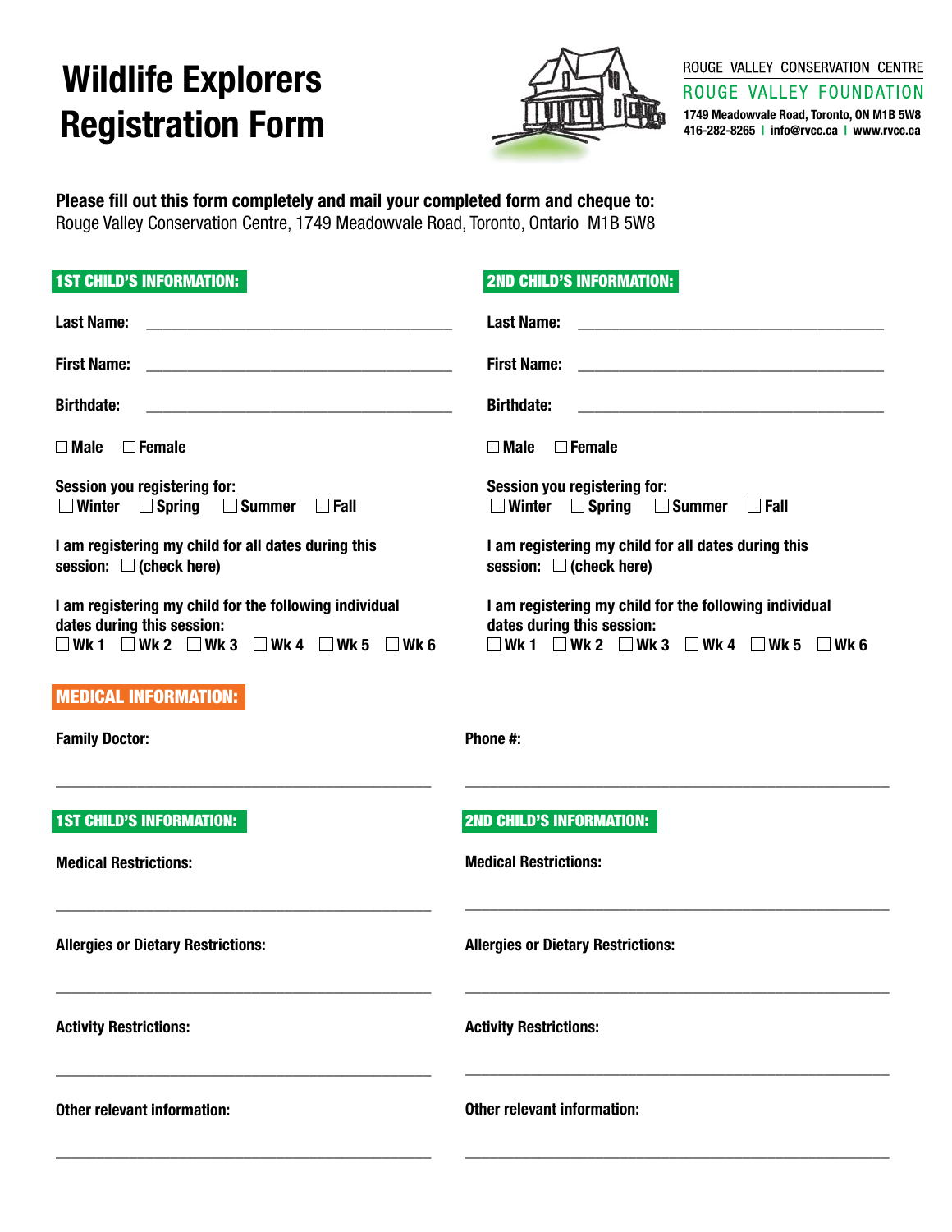# Wildlife Explorers Registration Form

ROUGE VALLEY CONSERVATION CENTRE
ROUGE VALLEY FOUNDATION
1749 Meadowvale Road, Toronto, ON M1B 5W8
416-282-8265 | info@rvcc.ca | www.rvcc.ca

**Please fill out this form completely and mail your completed form and cheque to:**
Rouge Valley Conservation Centre, 1749 Meadowvale Road, Toronto, Ontario M1B 5W8

## 1ST CHILD'S INFORMATION:

**Last Name:** ______________________________

**First Name:** ______________________________

**Birthdate:** ______________________________

☐ **Male** ☐ **Female**

**Session you registering for:**
☐ **Winter** ☐ **Spring** ☐ **Summer** ☐ **Fall**

**I am registering my child for all dates during this session:** ☐ **(check here)**

**I am registering my child for the following individual dates during this session:**
☐ **Wk 1** ☐ **Wk 2** ☐ **Wk 3** ☐ **Wk 4** ☐ **Wk 5** ☐ **Wk 6**

## 2ND CHILD'S INFORMATION:

**Last Name:** ______________________________

**First Name:** ______________________________

**Birthdate:** ______________________________

☐ **Male** ☐ **Female**

**Session you registering for:**
☐ **Winter** ☐ **Spring** ☐ **Summer** ☐ **Fall**

**I am registering my child for all dates during this session:** ☐ **(check here)**

**I am registering my child for the following individual dates during this session:**
☐ **Wk 1** ☐ **Wk 2** ☐ **Wk 3** ☐ **Wk 4** ☐ **Wk 5** ☐ **Wk 6**

## MEDICAL INFORMATION:

**Family Doctor:** ______________________________

**Phone #:** ______________________________

### 1ST CHILD'S INFORMATION:

**Medical Restrictions:** ______________________________

**Allergies or Dietary Restrictions:** ______________________________

**Activity Restrictions:** ______________________________

**Other relevant information:** ______________________________

### 2ND CHILD'S INFORMATION:

**Medical Restrictions:** ______________________________

**Allergies or Dietary Restrictions:** ______________________________

**Activity Restrictions:** ______________________________

**Other relevant information:** ______________________________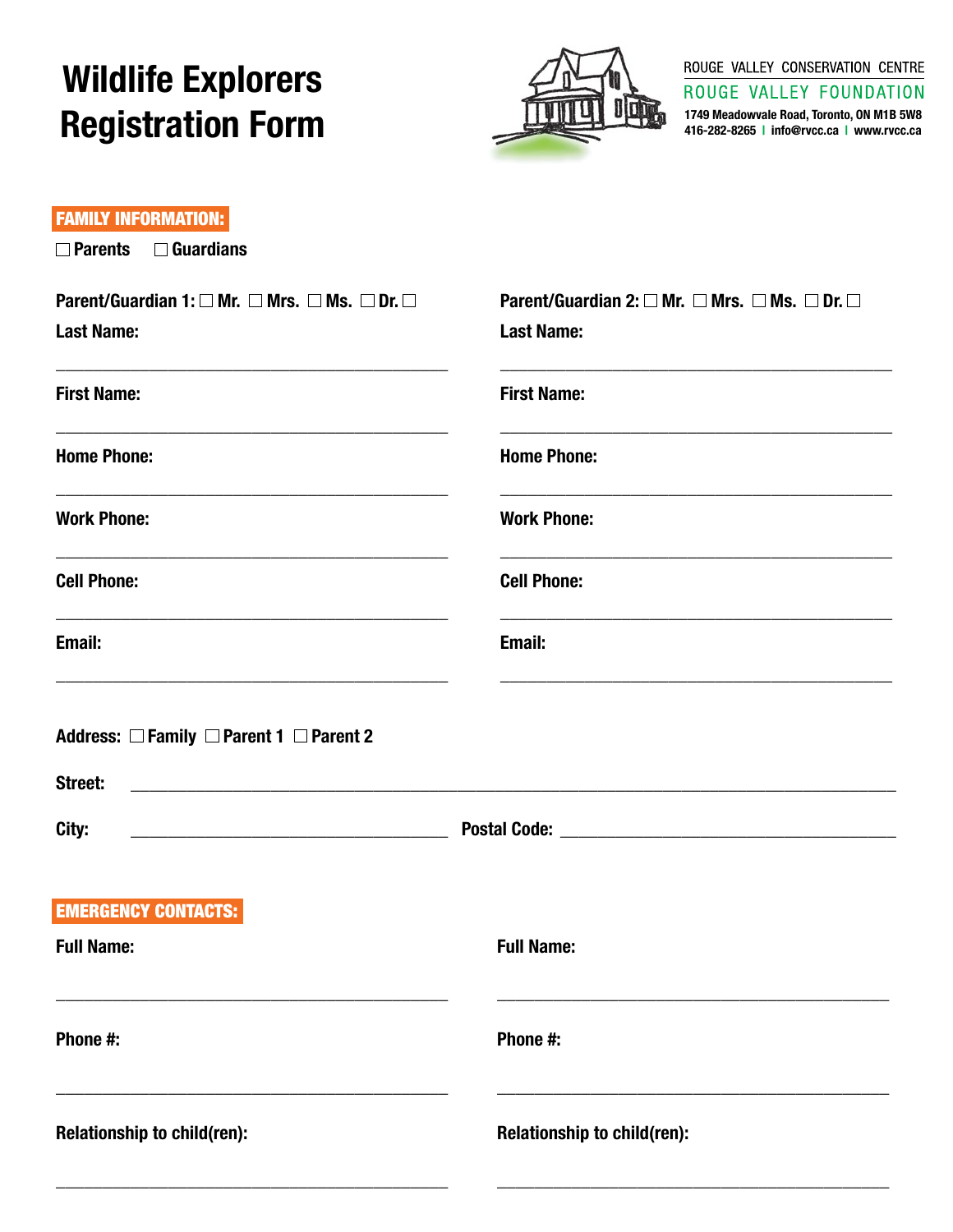# Wildlife Explorers Registration Form

ROUGE VALLEY CONSERVATION CENTRE
ROUGE VALLEY FOUNDATION
1749 Meadowvale Road, Toronto, ON M1B 5W8
416-282-8265 | info@rvcc.ca | www.rvcc.ca

**FAMILY INFORMATION:**

☐ Parents ☐ Guardians

**Parent/Guardian 1:** ☐ Mr. ☐ Mrs. ☐ Ms. ☐ Dr. ☐

**Last Name:**

_______________________________________________

**First Name:**

_______________________________________________

**Home Phone:**

_______________________________________________

**Work Phone:**

_______________________________________________

**Cell Phone:**

_______________________________________________

**Email:**

_______________________________________________

**Parent/Guardian 2:** ☐ Mr. ☐ Mrs. ☐ Ms. ☐ Dr. ☐

**Last Name:**

_______________________________________________

**First Name:**

_______________________________________________

**Home Phone:**

_______________________________________________

**Work Phone:**

_______________________________________________

**Cell Phone:**

_______________________________________________

**Email:**

_______________________________________________

**Address:** ☐ Family ☐ Parent 1 ☐ Parent 2

**Street:** _______________________________________________________________________________

**City:** ____________________________________ **Postal Code:** ______________________________________

**EMERGENCY CONTACTS:**

**Full Name:**

_______________________________________________

**Phone #:**

_______________________________________________

**Relationship to child(ren):**

_______________________________________________

**Full Name:**

_______________________________________________

**Phone #:**

_______________________________________________

**Relationship to child(ren):**

_______________________________________________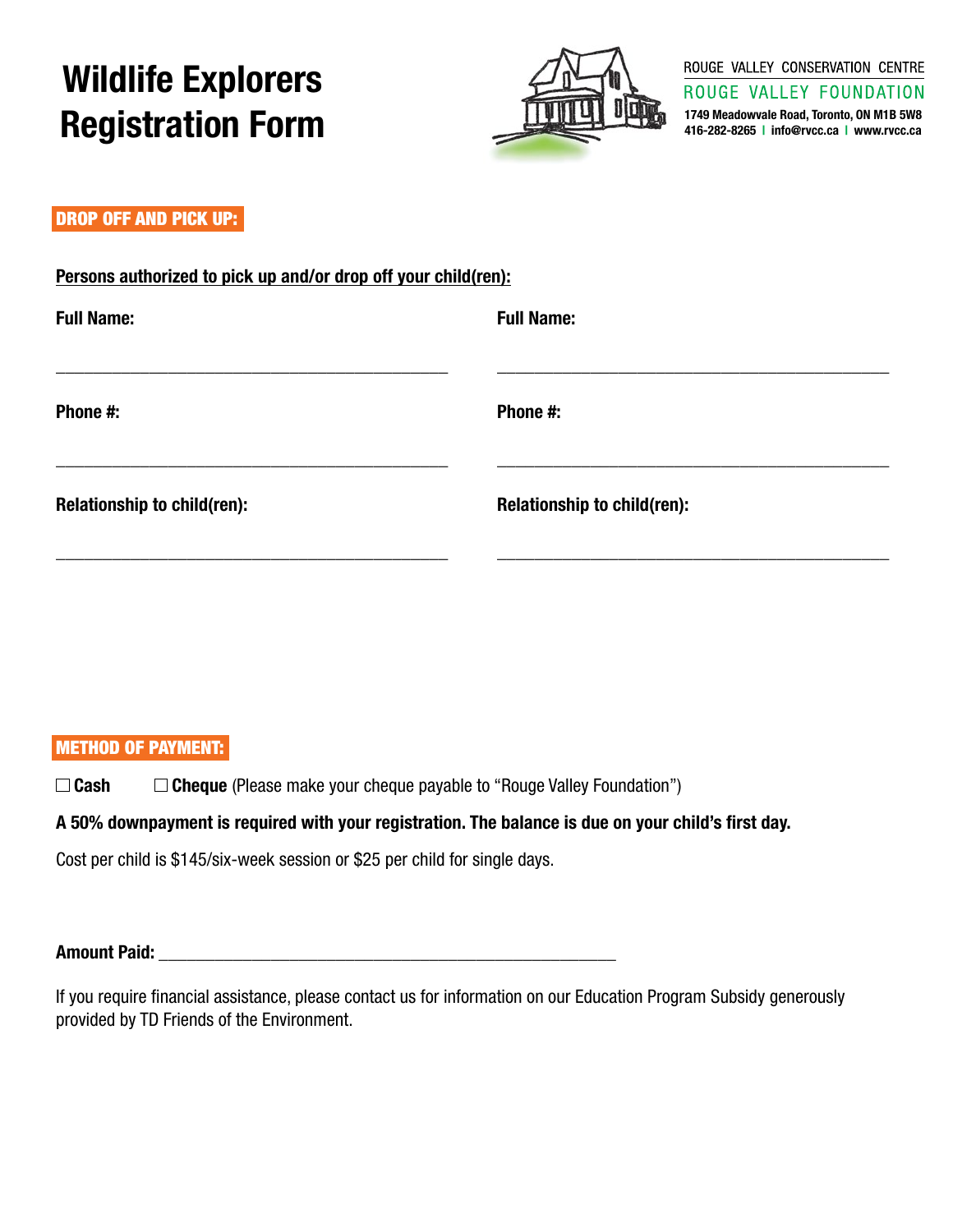# Wildlife Explorers Registration Form

ROUGE VALLEY CONSERVATION CENTRE
ROUGE VALLEY FOUNDATION
1749 Meadowvale Road, Toronto, ON M1B 5W8
416-282-8265 | info@rvcc.ca | www.rvcc.ca

## DROP OFF AND PICK UP:

**Persons authorized to pick up and/or drop off your child(ren):**

**Full Name:**

_____________________________________________

**Phone #:**

_____________________________________________

**Relationship to child(ren):**

_____________________________________________

**Full Name:**

_____________________________________________

**Phone #:**

_____________________________________________

**Relationship to child(ren):**

_____________________________________________

## METHOD OF PAYMENT:

☐ **Cash** ☐ **Cheque** (Please make your cheque payable to "Rouge Valley Foundation")

**A 50% downpayment is required with your registration. The balance is due on your child's first day.**

Cost per child is $145/six-week session or $25 per child for single days.

**Amount Paid:** ____________________________________________________

If you require financial assistance, please contact us for information on our Education Program Subsidy generously provided by TD Friends of the Environment.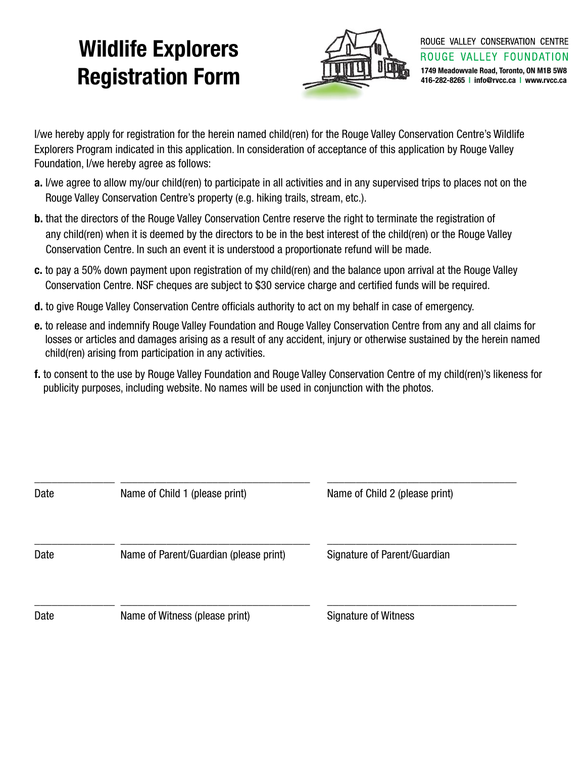# Wildlife Explorers Registration Form

ROUGE VALLEY CONSERVATION CENTRE
ROUGE VALLEY FOUNDATION
**1749 Meadowvale Road, Toronto, ON M1B 5W8**
**416-282-8265 | info@rvcc.ca | www.rvcc.ca**

I/we hereby apply for registration for the herein named child(ren) for the Rouge Valley Conservation Centre's Wildlife Explorers Program indicated in this application. In consideration of acceptance of this application by Rouge Valley Foundation, I/we hereby agree as follows:

**a.** I/we agree to allow my/our child(ren) to participate in all activities and in any supervised trips to places not on the Rouge Valley Conservation Centre's property (e.g. hiking trails, stream, etc.).

**b.** that the directors of the Rouge Valley Conservation Centre reserve the right to terminate the registration of any child(ren) when it is deemed by the directors to be in the best interest of the child(ren) or the Rouge Valley Conservation Centre. In such an event it is understood a proportionate refund will be made.

**c.** to pay a 50% down payment upon registration of my child(ren) and the balance upon arrival at the Rouge Valley Conservation Centre. NSF cheques are subject to $30 service charge and certified funds will be required.

**d.** to give Rouge Valley Conservation Centre officials authority to act on my behalf in case of emergency.

**e.** to release and indemnify Rouge Valley Foundation and Rouge Valley Conservation Centre from any and all claims for losses or articles and damages arising as a result of any accident, injury or otherwise sustained by the herein named child(ren) arising from participation in any activities.

**f.** to consent to the use by Rouge Valley Foundation and Rouge Valley Conservation Centre of my child(ren)'s likeness for publicity purposes, including website. No names will be used in conjunction with the photos.

| ______________ | __________________________________ | __________________________________ |
|---|---|---|
| Date | Name of Child 1 (please print) | Name of Child 2 (please print) |
| ______________ | __________________________________ | __________________________________ |
| Date | Name of Parent/Guardian (please print) | Signature of Parent/Guardian |
| ______________ | __________________________________ | __________________________________ |
| Date | Name of Witness (please print) | Signature of Witness |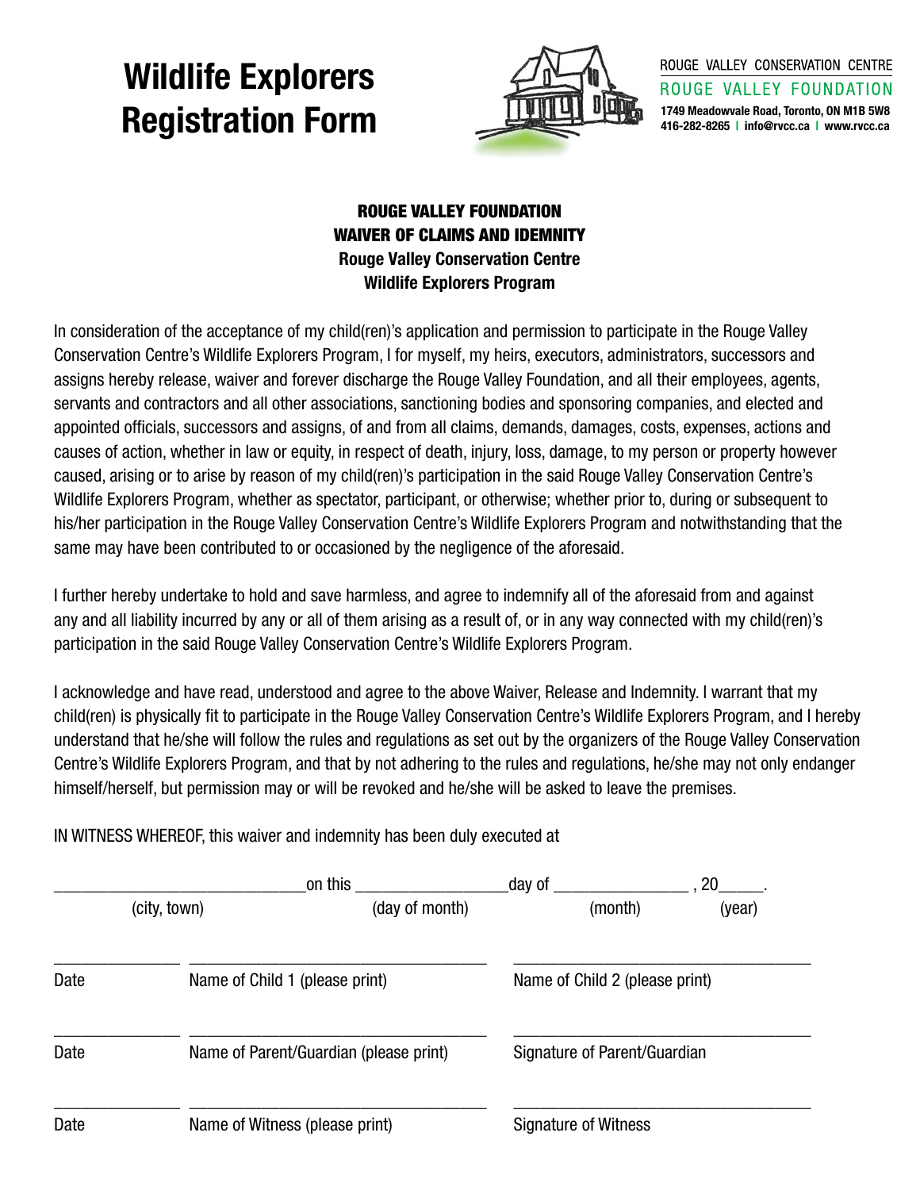# Wildlife Explorers Registration Form

ROUGE VALLEY CONSERVATION CENTRE
ROUGE VALLEY FOUNDATION
**1749 Meadowvale Road, Toronto, ON M1B 5W8**
**416-282-8265 | info@rvcc.ca | www.rvcc.ca**

**ROUGE VALLEY FOUNDATION**
**WAIVER OF CLAIMS AND IDEMNITY**
**Rouge Valley Conservation Centre**
**Wildlife Explorers Program**

In consideration of the acceptance of my child(ren)'s application and permission to participate in the Rouge Valley Conservation Centre's Wildlife Explorers Program, I for myself, my heirs, executors, administrators, successors and assigns hereby release, waiver and forever discharge the Rouge Valley Foundation, and all their employees, agents, servants and contractors and all other associations, sanctioning bodies and sponsoring companies, and elected and appointed officials, successors and assigns, of and from all claims, demands, damages, costs, expenses, actions and causes of action, whether in law or equity, in respect of death, injury, loss, damage, to my person or property however caused, arising or to arise by reason of my child(ren)'s participation in the said Rouge Valley Conservation Centre's Wildlife Explorers Program, whether as spectator, participant, or otherwise; whether prior to, during or subsequent to his/her participation in the Rouge Valley Conservation Centre's Wildlife Explorers Program and notwithstanding that the same may have been contributed to or occasioned by the negligence of the aforesaid.

I further hereby undertake to hold and save harmless, and agree to indemnify all of the aforesaid from and against any and all liability incurred by any or all of them arising as a result of, or in any way connected with my child(ren)'s participation in the said Rouge Valley Conservation Centre's Wildlife Explorers Program.

I acknowledge and have read, understood and agree to the above Waiver, Release and Indemnity. I warrant that my child(ren) is physically fit to participate in the Rouge Valley Conservation Centre's Wildlife Explorers Program, and I hereby understand that he/she will follow the rules and regulations as set out by the organizers of the Rouge Valley Conservation Centre's Wildlife Explorers Program, and that by not adhering to the rules and regulations, he/she may not only endanger himself/herself, but permission may or will be revoked and he/she will be asked to leave the premises.

IN WITNESS WHEREOF, this waiver and indemnity has been duly executed at

_____________________________ on this _________________ day of _______________ , 20_____.
(city, town) (day of month) (month) (year)

______________ __________________________________ __________________________________
Date Name of Child 1 (please print) Name of Child 2 (please print)

______________ __________________________________ __________________________________
Date Name of Parent/Guardian (please print) Signature of Parent/Guardian

______________ __________________________________ __________________________________
Date Name of Witness (please print) Signature of Witness